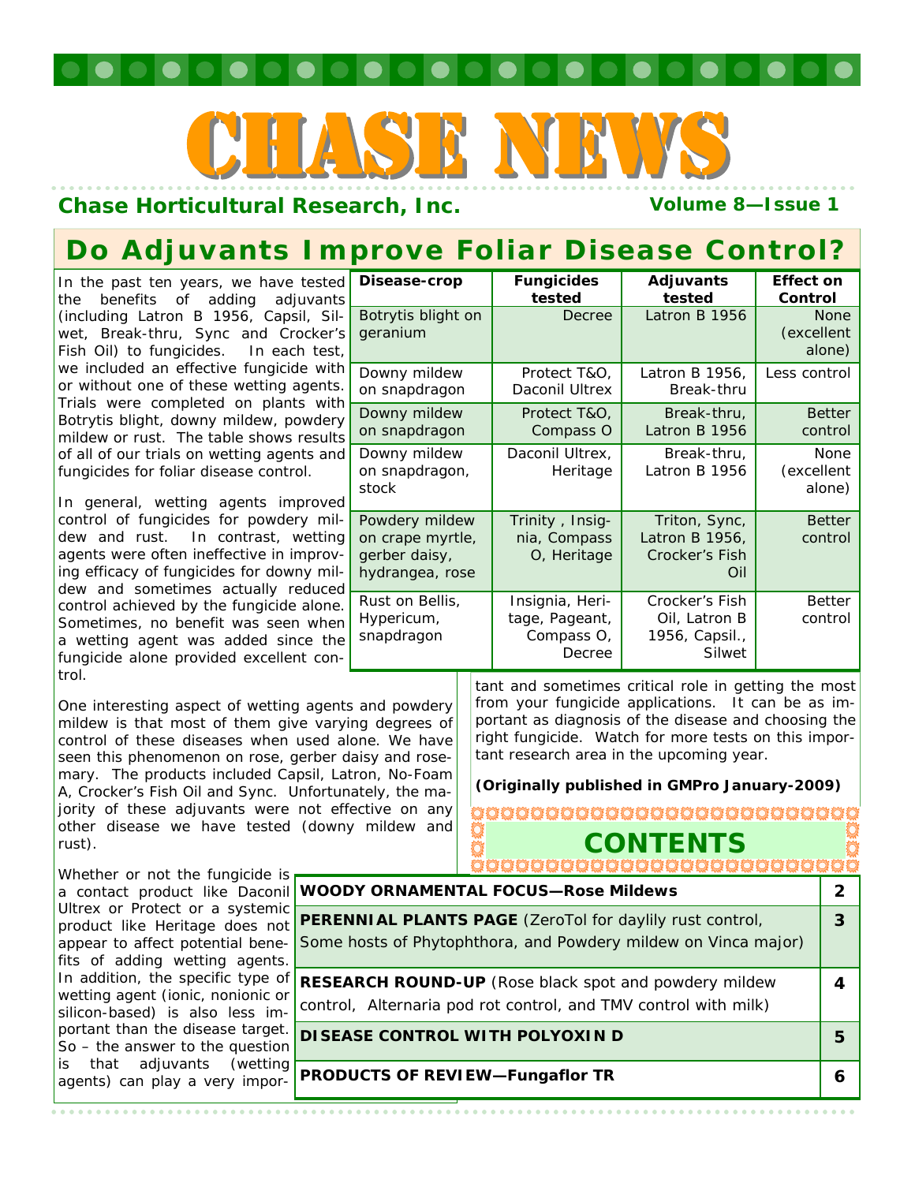# CHASE NEWS

**Chase Horticultural Research, Inc.**

## Do Adjuvants Improve Foliar Disease Control?

In the past ten years, we have tested the benefits of adding adjuvants (including Latron B 1956, Capsil, Silwet, Break-thru, Sync and Crocker's Fish Oil) to fungicides. In each test, we included an effective fungicide with or without one of these wetting agents. Trials were completed on plants with Botrytis blight, downy mildew, powdery mildew or rust. The table shows results of all of our trials on wetting agents and fungicides for foliar disease control.

| Disease-crop | Fungicides tested | Adjuvants tested | Effect on Control |
|---|---|---|---|
| Botrytis blight on geranium | Decree | Latron B 1956 | None (excellent alone) |
| Downy mildew on snapdragon | Protect T&O, Daconil Ultrex | Latron B 1956, Break-thru | Less control |
| Downy mildew on snapdragon | Protect T&O, Compass O | Break-thru, Latron B 1956 | Better control |
| Downy mildew on snapdragon, stock | Daconil Ultrex, Heritage | Break-thru, Latron B 1956 | None (excellent alone) |
| Powdery mildew on crape myrtle, gerber daisy, hydrangea, rose | Trinity , Insignia, Compass O, Heritage | Triton, Sync, Latron B 1956, Crocker's Fish Oil | Better control |
| Rust on Bellis, Hypericum, snapdragon | Insignia, Heritage, Pageant, Compass O, Decree | Crocker's Fish Oil, Latron B 1956, Capsil., Silwet | Better control |

In general, wetting agents improved control of fungicides for powdery mildew and rust. In contrast, wetting agents were often ineffective in improving efficacy of fungicides for downy mildew and sometimes actually reduced control achieved by the fungicide alone. Sometimes, no benefit was seen when a wetting agent was added since the fungicide alone provided excellent control.

One interesting aspect of wetting agents and powdery mildew is that most of them give varying degrees of control of these diseases when used alone. We have seen this phenomenon on rose, gerber daisy and rosemary. The products included Capsil, Latron, No-Foam A, Crocker's Fish Oil and Sync. Unfortunately, the majority of these adjuvants were not effective on any other disease we have tested (downy mildew and rust).

Whether or not the fungicide is a contact product like Daconil Ultrex or Protect or a systemic product like Heritage does not appear to affect potential benefits of adding wetting agents. In addition, the specific type of wetting agent (ionic, nonionic or silicon-based) is also less important than the disease target. So – the answer to the question is that adjuvants (wetting agents) can play a very important and sometimes critical role in getting the most from your fungicide applications. It can be as important as diagnosis of the disease and choosing the right fungicide. Watch for more tests on this important research area in the upcoming year.

**(Originally published in GMPro January-2009)**

## CONTENTS

| | |
|---|---|
| **WOODY ORNAMENTAL FOCUS—Rose Mildews** | 2 |
| **PERENNIAL PLANTS PAGE** (ZeroTol for daylily rust control, Some hosts of Phytophthora, and Powdery mildew on Vinca major) | 3 |
| **RESEARCH ROUND-UP** (Rose black spot and powdery mildew control, Alternaria pod rot control, and TMV control with milk) | 4 |
| **DISEASE CONTROL WITH POLYOXIN D** | 5 |
| **PRODUCTS OF REVIEW—Fungaflor TR** | 6 |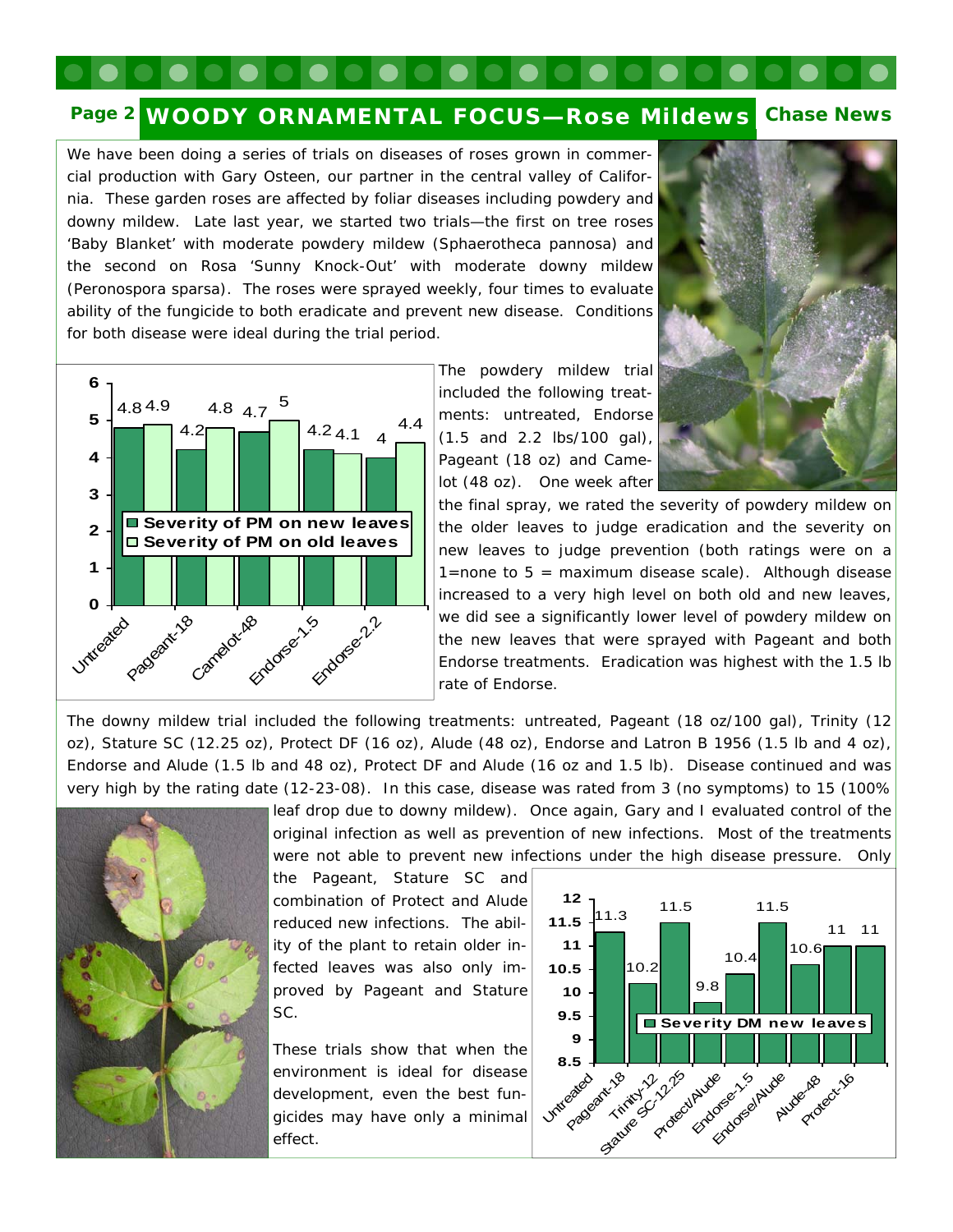## WOODY ORNAMENTAL FOCUS—Rose Mildews

We have been doing a series of trials on diseases of roses grown in commercial production with Gary Osteen, our partner in the central valley of California. These garden roses are affected by foliar diseases including powdery and downy mildew. Late last year, we started two trials—the first on tree roses 'Baby Blanket' with moderate powdery mildew (*Sphaerotheca pannosa*) and the second on Rosa 'Sunny Knock-Out' with moderate downy mildew (*Peronospora sparsa*). The roses were sprayed weekly, four times to evaluate ability of the fungicide to both eradicate and prevent new disease. Conditions for both disease were ideal during the trial period.

| Treatment | Severity of PM on new leaves | Severity of PM on old leaves |
|---|---|---|
| Untreated | 4.8 | 4.9 |
| Pageant-18 | 4.2 | 4.8 |
| Camelot-48 | 4.7 | 5 |
| Endorse-1.5 | 4.2 | 4.1 |
| Endorse-2.2 | 4 | 4.4 |

The powdery mildew trial included the following treatments: untreated, Endorse (1.5 and 2.2 lbs/100 gal), Pageant (18 oz) and Camelot (48 oz). One week after the final spray, we rated the severity of powdery mildew on the older leaves to judge eradication and the severity on new leaves to judge prevention (both ratings were on a 1=none to 5 = maximum disease scale). Although disease increased to a very high level on both old and new leaves, we did see a significantly lower level of powdery mildew on the new leaves that were sprayed with Pageant and both Endorse treatments. Eradication was highest with the 1.5 lb rate of Endorse.

The downy mildew trial included the following treatments: untreated, Pageant (18 oz/100 gal), Trinity (12 oz), Stature SC (12.25 oz), Protect DF (16 oz), Alude (48 oz), Endorse and Latron B 1956 (1.5 lb and 4 oz), Endorse and Alude (1.5 lb and 48 oz), Protect DF and Alude (16 oz and 1.5 lb). Disease continued and was very high by the rating date (12-23-08). In this case, disease was rated from 3 (no symptoms) to 15 (100% leaf drop due to downy mildew). Once again, Gary and I evaluated control of the original infection as well as prevention of new infections. Most of the treatments were not able to prevent new infections under the high disease pressure. Only the Pageant, Stature SC and combination of Protect and Alude reduced new infections. The ability of the plant to retain older infected leaves was also only improved by Pageant and Stature SC.

These trials show that when the environment is ideal for disease development, even the best fungicides may have only a minimal effect.

| Treatment | Severity DM new leaves |
|---|---|
| Untreated | 11.3 |
| Pageant-18 | 10.2 |
| Trinity-12 | 11.5 |
| Stature SC-12.25 | 9.8 |
| Protect/Alude | 10.4 |
| Endorse-1.5 | 11.5 |
| Endorse/Alude | 10.6 |
| Alude-48 | 11 |
| Protect-16 | 11 |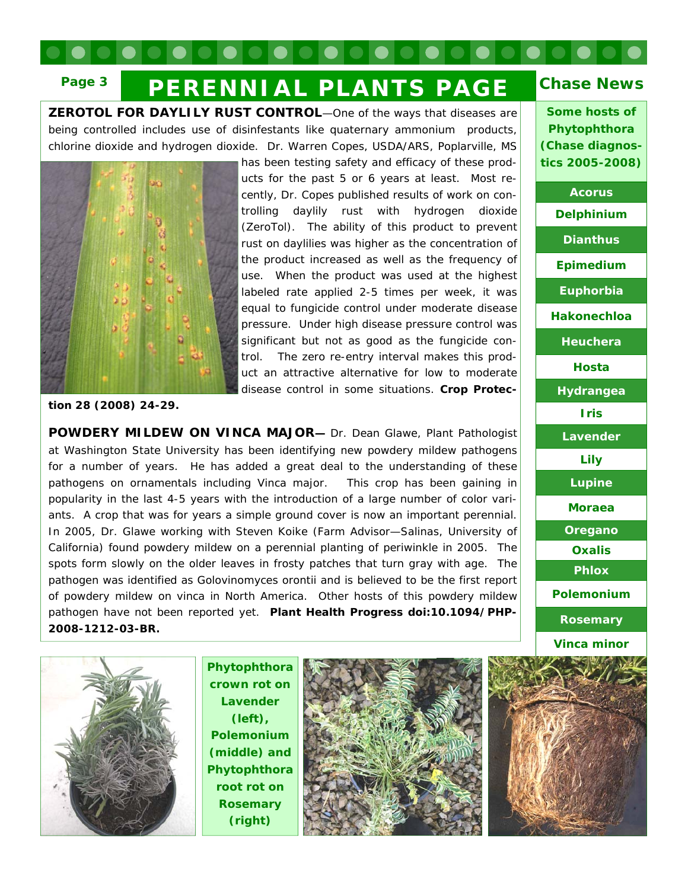# PERENNIAL PLANTS PAGE

## Chase News

**ZEROTOL FOR DAYLILY RUST CONTROL**—One of the ways that diseases are being controlled includes use of disinfestants like quaternary ammonium products, chlorine dioxide and hydrogen dioxide. Dr. Warren Copes, USDA/ARS, Poplarville, MS has been testing safety and efficacy of these products for the past 5 or 6 years at least. Most recently, Dr. Copes published results of work on controlling daylily rust with hydrogen dioxide (ZeroTol). The ability of this product to prevent rust on daylilies was higher as the concentration of the product increased as well as the frequency of use. When the product was used at the highest labeled rate applied 2-5 times per week, it was equal to fungicide control under moderate disease pressure. Under high disease pressure control was significant but not as good as the fungicide control. The zero re-entry interval makes this product an attractive alternative for low to moderate disease control in some situations. **Crop Protection 28 (2008) 24-29.**

**POWDERY MILDEW ON VINCA MAJOR—** Dr. Dean Glawe, Plant Pathologist at Washington State University has been identifying new powdery mildew pathogens for a number of years. He has added a great deal to the understanding of these pathogens on ornamentals including Vinca major. This crop has been gaining in popularity in the last 4-5 years with the introduction of a large number of color variants. A crop that was for years a simple ground cover is now an important perennial. In 2005, Dr. Glawe working with Steven Koike (Farm Advisor—Salinas, University of California) found powdery mildew on a perennial planting of periwinkle in 2005. The spots form slowly on the older leaves in frosty patches that turn gray with age. The pathogen was identified as Golovinomyces orontii and is believed to be the first report of powdery mildew on vinca in North America. Other hosts of this powdery mildew pathogen have not been reported yet. **Plant Health Progress doi:10.1094/PHP-2008-1212-03-BR.**

| Some hosts of Phytophthora (Chase diagnostics 2005-2008) |
|---|
| Acorus |
| Delphinium |
| Dianthus |
| Epimedium |
| Euphorbia |
| Hakonechloa |
| Heuchera |
| Hosta |
| Hydrangea |
| Iris |
| Lavender |
| Lily |
| Lupine |
| Moraea |
| Oregano |
| Oxalis |
| Phlox |
| Polemonium |
| Rosemary |
| Vinca minor |

**Phytophthora crown rot on Lavender (left), Polemonium (middle) and Phytophthora root rot on Rosemary (right)**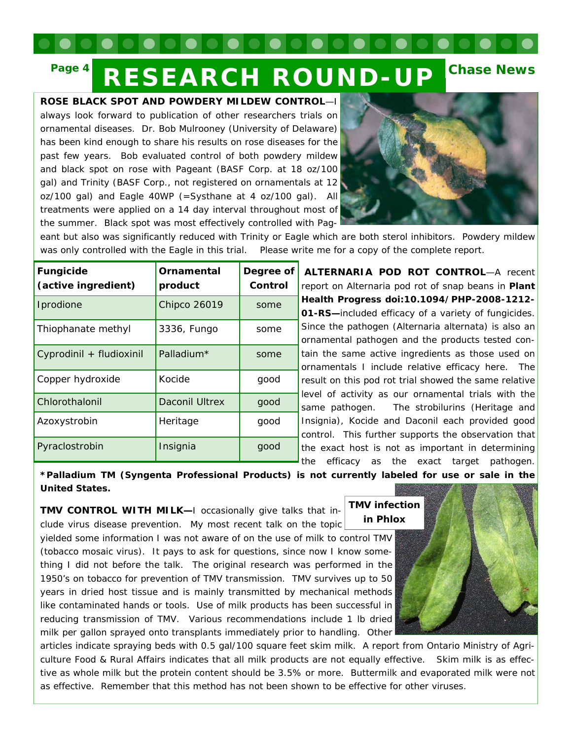# RESEARCH ROUND-UP

**ROSE BLACK SPOT AND POWDERY MILDEW CONTROL**—I always look forward to publication of other researchers trials on ornamental diseases. Dr. Bob Mulrooney (University of Delaware) has been kind enough to share his results on rose diseases for the past few years. Bob evaluated control of both powdery mildew and black spot on rose with Pageant (BASF Corp. at 18 oz/100 gal) and Trinity (BASF Corp., not registered on ornamentals at 12 oz/100 gal) and Eagle 40WP (=Systhane at 4 oz/100 gal). All treatments were applied on a 14 day interval throughout most of the summer. Black spot was most effectively controlled with Pageant but also was significantly reduced with Trinity or Eagle which are both sterol inhibitors. Powdery mildew was only controlled with the Eagle in this trial. Please write me for a copy of the complete report.

**ALTERNARIA POD ROT CONTROL**—A recent report on Alternaria pod rot of snap beans in **Plant Health Progress doi:10.1094/PHP-2008-1212-01-RS—**included efficacy of a variety of fungicides. Since the pathogen (Alternaria alternata) is also an ornamental pathogen and the products tested contain the same active ingredients as those used on ornamentals I include relative efficacy here. The result on this pod rot trial showed the same relative level of activity as our ornamental trials with the same pathogen. The strobilurins (Heritage and Insignia), Kocide and Daconil each provided good control. This further supports the observation that the exact host is not as important in determining the efficacy as the exact target pathogen.

| Fungicide (active ingredient) | Ornamental product | Degree of Control |
|---|---|---|
| Iprodione | Chipco 26019 | some |
| Thiophanate methyl | 3336, Fungo | some |
| Cyprodinil + fludioxinil | Palladium* | some |
| Copper hydroxide | Kocide | good |
| Chlorothalonil | Daconil Ultrex | good |
| Azoxystrobin | Heritage | good |
| Pyraclostrobin | Insignia | good |

**\*Palladium TM (Syngenta Professional Products) is not currently labeled for use or sale in the United States.**

**TMV CONTROL WITH MILK—**I occasionally give talks that include virus disease prevention. My most recent talk on the topic yielded some information I was not aware of on the use of milk to control TMV (tobacco mosaic virus). It pays to ask for questions, since now I know something I did not before the talk. The original research was performed in the 1950's on tobacco for prevention of TMV transmission. TMV survives up to 50 years in dried host tissue and is mainly transmitted by mechanical methods like contaminated hands or tools. Use of milk products has been successful in reducing transmission of TMV. Various recommendations include 1 lb dried milk per gallon sprayed onto transplants immediately prior to handling. Other articles indicate spraying beds with 0.5 gal/100 square feet skim milk. A report from Ontario Ministry of Agriculture Food & Rural Affairs indicates that all milk products are not equally effective. Skim milk is as effective as whole milk but the protein content should be 3.5% or more. Buttermilk and evaporated milk were not as effective. Remember that this method has not been shown to be effective for other viruses.

**TMV infection in Phlox**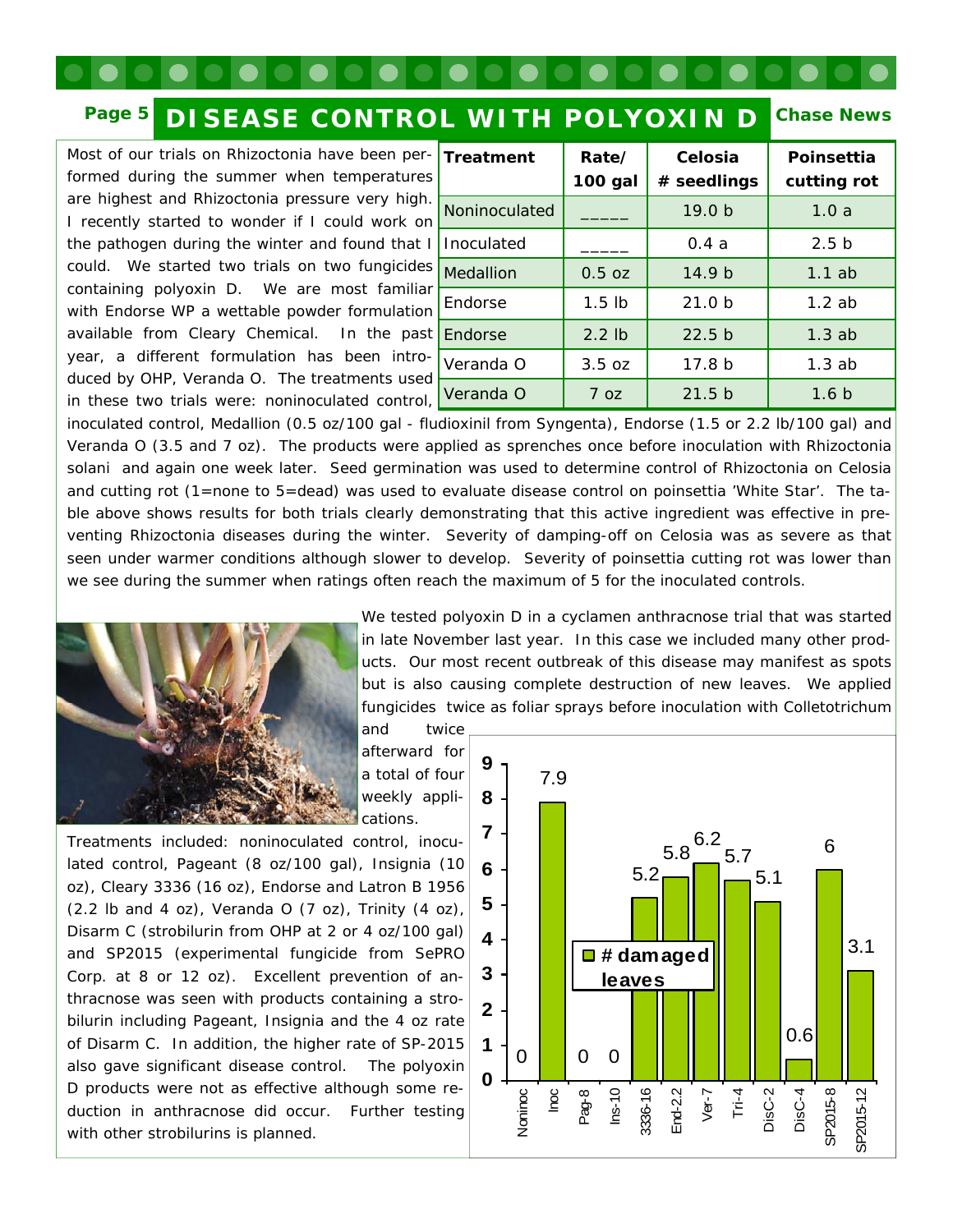# DISEASE CONTROL WITH POLYOXIN D

Most of our trials on Rhizoctonia have been performed during the summer when temperatures are highest and Rhizoctonia pressure very high. I recently started to wonder if I could work on the pathogen during the winter and found that I could. We started two trials on two fungicides containing polyoxin D. We are most familiar with Endorse WP a wettable powder formulation available from Cleary Chemical. In the past year, a different formulation has been introduced by OHP, Veranda O. The treatments used in these two trials were: noninoculated control, inoculated control, Medallion (0.5 oz/100 gal - fludioxinil from Syngenta), Endorse (1.5 or 2.2 lb/100 gal) and Veranda O (3.5 and 7 oz). The products were applied as sprenches once before inoculation with Rhizoctonia solani and again one week later. Seed germination was used to determine control of Rhizoctonia on Celosia and cutting rot (1=none to 5=dead) was used to evaluate disease control on poinsettia 'White Star'. The table above shows results for both trials clearly demonstrating that this active ingredient was effective in preventing Rhizoctonia diseases during the winter. Severity of damping-off on Celosia was as severe as that seen under warmer conditions although slower to develop. Severity of poinsettia cutting rot was lower than we see during the summer when ratings often reach the maximum of 5 for the inoculated controls.

| Treatment | Rate/ 100 gal | Celosia # seedlings | Poinsettia cutting rot |
|---|---|---|---|
| Noninoculated | _____ | 19.0 b | 1.0 a |
| Inoculated | _____ | 0.4 a | 2.5 b |
| Medallion | 0.5 oz | 14.9 b | 1.1 ab |
| Endorse | 1.5 lb | 21.0 b | 1.2 ab |
| Endorse | 2.2 lb | 22.5 b | 1.3 ab |
| Veranda O | 3.5 oz | 17.8 b | 1.3 ab |
| Veranda O | 7 oz | 21.5 b | 1.6 b |

We tested polyoxin D in a cyclamen anthracnose trial that was started in late November last year. In this case we included many other products. Our most recent outbreak of this disease may manifest as spots but is also causing complete destruction of new leaves. We applied fungicides twice as foliar sprays before inoculation with Colletotrichum and twice afterward for a total of four weekly applications.

Treatments included: noninoculated control, inoculated control, Pageant (8 oz/100 gal), Insignia (10 oz), Cleary 3336 (16 oz), Endorse and Latron B 1956 (2.2 lb and 4 oz), Veranda O (7 oz), Trinity (4 oz), Disarm C (strobilurin from OHP at 2 or 4 oz/100 gal) and SP2015 (experimental fungicide from SePRO Corp. at 8 or 12 oz). Excellent prevention of anthracnose was seen with products containing a strobilurin including Pageant, Insignia and the 4 oz rate of Disarm C. In addition, the higher rate of SP-2015 also gave significant disease control. The polyoxin D products were not as effective although some reduction in anthracnose did occur. Further testing with other strobilurins is planned.

| Treatment | # damaged leaves |
|---|---|
| Noninoc | 0 |
| Inoc | 7.9 |
| Pag-8 | 0 |
| Ins-10 | 0 |
| 3336-16 | 5.2 |
| End-2.2 | 5.8 |
| Ver-7 | 6.2 |
| Tri-4 | 5.7 |
| DisC-2 | 5.1 |
| DisC-4 | 0.6 |
| SP2015-8 | 6 |
| SP2015-12 | 3.1 |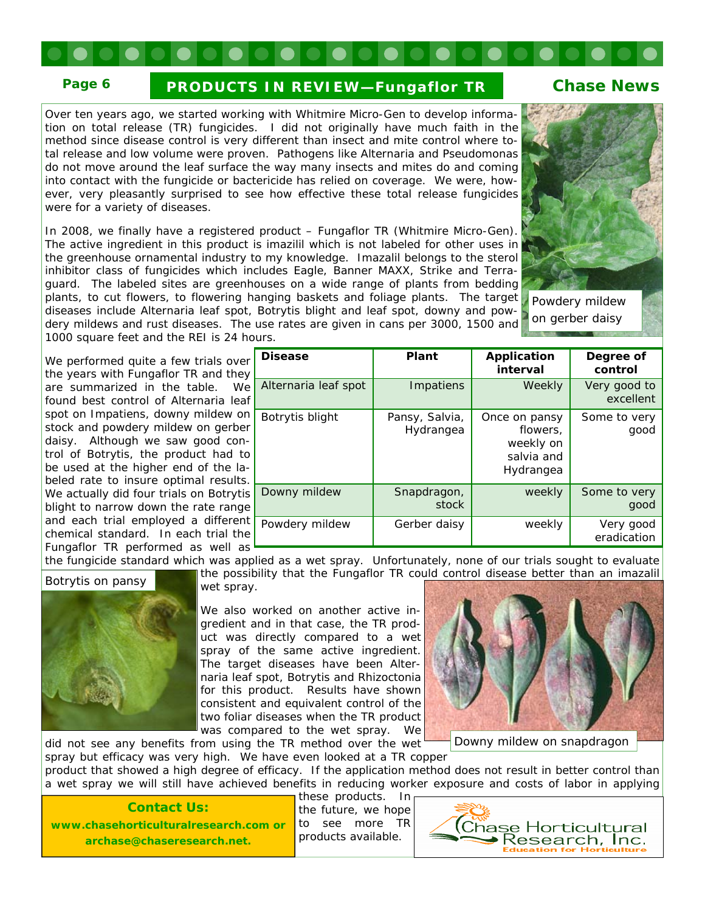## PRODUCTS IN REVIEW—Fungaflor TR

Over ten years ago, we started working with Whitmire Micro-Gen to develop information on total release (TR) fungicides. I did not originally have much faith in the method since disease control is very different than insect and mite control where total release and low volume were proven. Pathogens like Alternaria and Pseudomonas do not move around the leaf surface the way many insects and mites do and coming into contact with the fungicide or bactericide has relied on coverage. We were, however, very pleasantly surprised to see how effective these total release fungicides were for a variety of diseases.

In 2008, we finally have a registered product – Fungaflor TR (Whitmire Micro-Gen). The active ingredient in this product is imazilil which is not labeled for other uses in the greenhouse ornamental industry to my knowledge. Imazalil belongs to the sterol inhibitor class of fungicides which includes Eagle, Banner MAXX, Strike and Terraguard. The labeled sites are greenhouses on a wide range of plants from bedding plants, to cut flowers, to flowering hanging baskets and foliage plants. The target diseases include Alternaria leaf spot, Botrytis blight and leaf spot, downy and powdery mildews and rust diseases. The use rates are given in cans per 3000, 1500 and 1000 square feet and the REI is 24 hours.

Powdery mildew on gerber daisy

We performed quite a few trials over the years with Fungaflor TR and they are summarized in the table. We found best control of Alternaria leaf spot on Impatiens, downy mildew on stock and powdery mildew on gerber daisy. Although we saw good control of Botrytis, the product had to be used at the higher end of the labeled rate to insure optimal results. We actually did four trials on Botrytis blight to narrow down the rate range and each trial employed a different chemical standard. In each trial the Fungaflor TR performed as well as the fungicide standard which was applied as a wet spray. Unfortunately, none of our trials sought to evaluate the possibility that the Fungaflor TR could control disease better than an imazalil wet spray.

| Disease | Plant | Application interval | Degree of control |
|---|---|---|---|
| Alternaria leaf spot | Impatiens | Weekly | Very good to excellent |
| Botrytis blight | Pansy, Salvia, Hydrangea | Once on pansy flowers, weekly on salvia and Hydrangea | Some to very good |
| Downy mildew | Snapdragon, stock | weekly | Some to very good |
| Powdery mildew | Gerber daisy | weekly | Very good eradication |

Botrytis on pansy

We also worked on another active ingredient and in that case, the TR product was directly compared to a wet spray of the same active ingredient. The target diseases have been Alternaria leaf spot, Botrytis and Rhizoctonia for this product. Results have shown consistent and equivalent control of the two foliar diseases when the TR product was compared to the wet spray. We did not see any benefits from using the TR method over the wet spray but efficacy was very high. We have even looked at a TR copper product that showed a high degree of efficacy. If the application method does not result in better control than a wet spray we will still have achieved benefits in reducing worker exposure and costs of labor in applying these products. In the future, we hope to see more TR products available.

Downy mildew on snapdragon

**Contact Us:**

**www.chasehorticulturalresearch.com or archase@chaseresearch.net.**

Chase Horticultural Research, Inc.
Education for Horticulture